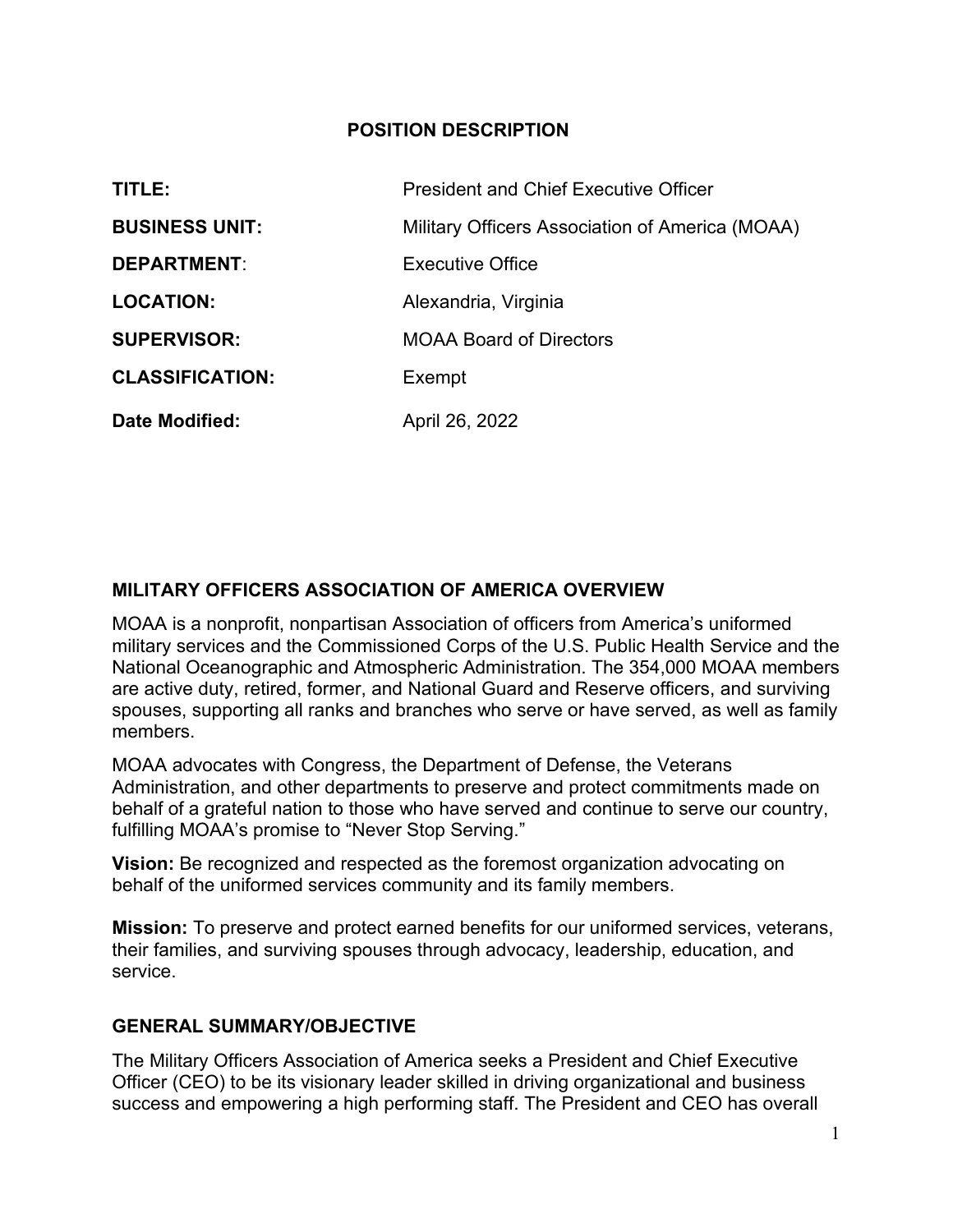# POSITION DESCRIPTION

| | |
|---|---|
| **TITLE:** | President and Chief Executive Officer |
| **BUSINESS UNIT:** | Military Officers Association of America (MOAA) |
| **DEPARTMENT:** | Executive Office |
| **LOCATION:** | Alexandria, Virginia |
| **SUPERVISOR:** | MOAA Board of Directors |
| **CLASSIFICATION:** | Exempt |
| **Date Modified:** | April 26, 2022 |

## MILITARY OFFICERS ASSOCIATION OF AMERICA OVERVIEW

MOAA is a nonprofit, nonpartisan Association of officers from America's uniformed military services and the Commissioned Corps of the U.S. Public Health Service and the National Oceanographic and Atmospheric Administration. The 354,000 MOAA members are active duty, retired, former, and National Guard and Reserve officers, and surviving spouses, supporting all ranks and branches who serve or have served, as well as family members.

MOAA advocates with Congress, the Department of Defense, the Veterans Administration, and other departments to preserve and protect commitments made on behalf of a grateful nation to those who have served and continue to serve our country, fulfilling MOAA's promise to "Never Stop Serving."

**Vision:** Be recognized and respected as the foremost organization advocating on behalf of the uniformed services community and its family members.

**Mission:** To preserve and protect earned benefits for our uniformed services, veterans, their families, and surviving spouses through advocacy, leadership, education, and service.

## GENERAL SUMMARY/OBJECTIVE

The Military Officers Association of America seeks a President and Chief Executive Officer (CEO) to be its visionary leader skilled in driving organizational and business success and empowering a high performing staff. The President and CEO has overall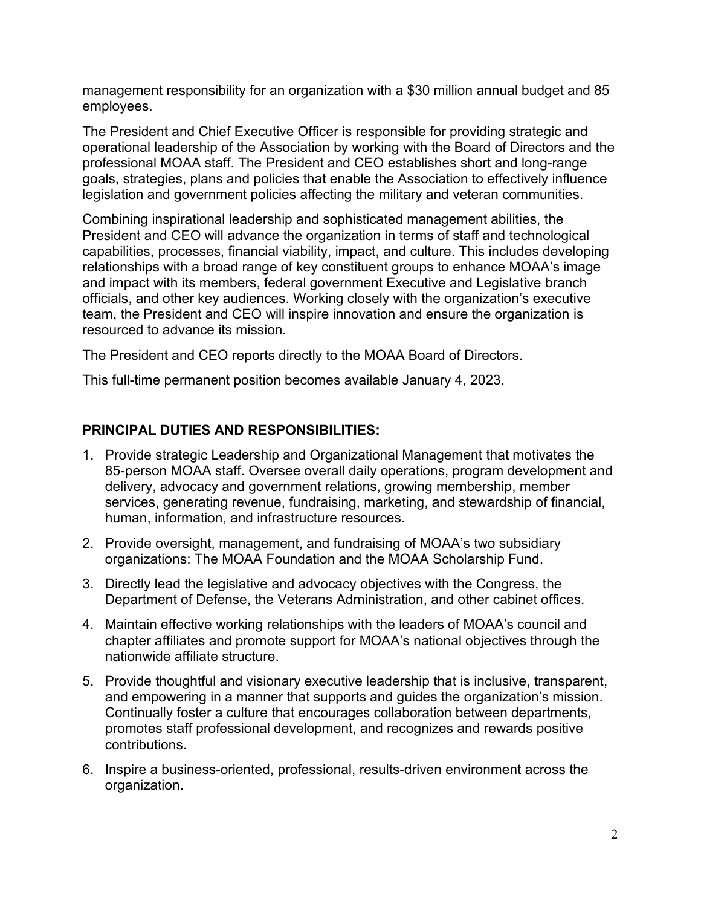management responsibility for an organization with a $30 million annual budget and 85 employees.

The President and Chief Executive Officer is responsible for providing strategic and operational leadership of the Association by working with the Board of Directors and the professional MOAA staff. The President and CEO establishes short and long-range goals, strategies, plans and policies that enable the Association to effectively influence legislation and government policies affecting the military and veteran communities.

Combining inspirational leadership and sophisticated management abilities, the President and CEO will advance the organization in terms of staff and technological capabilities, processes, financial viability, impact, and culture. This includes developing relationships with a broad range of key constituent groups to enhance MOAA's image and impact with its members, federal government Executive and Legislative branch officials, and other key audiences. Working closely with the organization's executive team, the President and CEO will inspire innovation and ensure the organization is resourced to advance its mission.

The President and CEO reports directly to the MOAA Board of Directors.

This full-time permanent position becomes available January 4, 2023.

## PRINCIPAL DUTIES AND RESPONSIBILITIES:

1. Provide strategic Leadership and Organizational Management that motivates the 85-person MOAA staff. Oversee overall daily operations, program development and delivery, advocacy and government relations, growing membership, member services, generating revenue, fundraising, marketing, and stewardship of financial, human, information, and infrastructure resources.
2. Provide oversight, management, and fundraising of MOAA's two subsidiary organizations: The MOAA Foundation and the MOAA Scholarship Fund.
3. Directly lead the legislative and advocacy objectives with the Congress, the Department of Defense, the Veterans Administration, and other cabinet offices.
4. Maintain effective working relationships with the leaders of MOAA's council and chapter affiliates and promote support for MOAA's national objectives through the nationwide affiliate structure.
5. Provide thoughtful and visionary executive leadership that is inclusive, transparent, and empowering in a manner that supports and guides the organization's mission. Continually foster a culture that encourages collaboration between departments, promotes staff professional development, and recognizes and rewards positive contributions.
6. Inspire a business-oriented, professional, results-driven environment across the organization.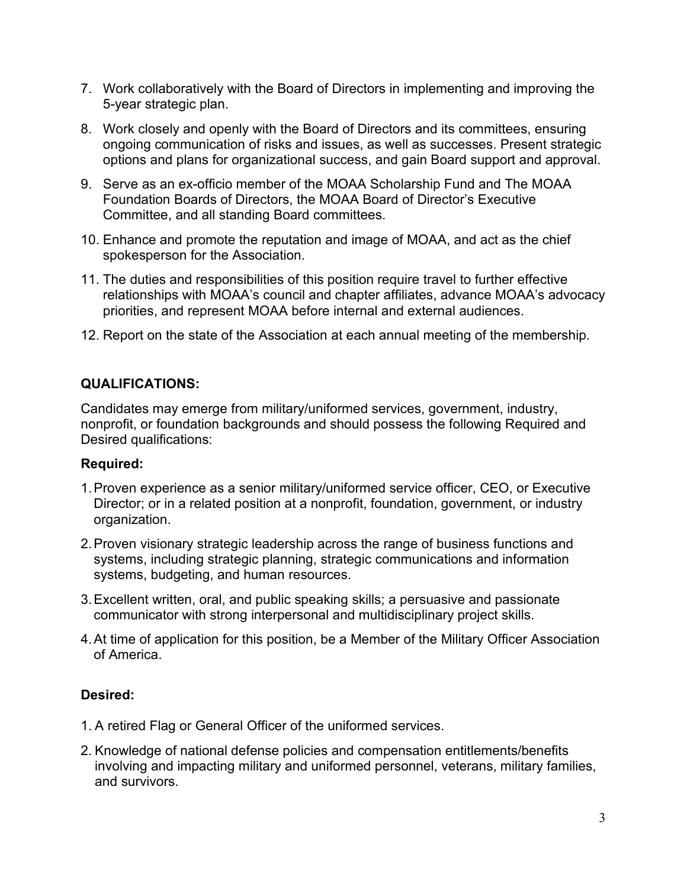7. Work collaboratively with the Board of Directors in implementing and improving the 5-year strategic plan.
8. Work closely and openly with the Board of Directors and its committees, ensuring ongoing communication of risks and issues, as well as successes. Present strategic options and plans for organizational success, and gain Board support and approval.
9. Serve as an ex-officio member of the MOAA Scholarship Fund and The MOAA Foundation Boards of Directors, the MOAA Board of Director's Executive Committee, and all standing Board committees.
10. Enhance and promote the reputation and image of MOAA, and act as the chief spokesperson for the Association.
11. The duties and responsibilities of this position require travel to further effective relationships with MOAA's council and chapter affiliates, advance MOAA's advocacy priorities, and represent MOAA before internal and external audiences.
12. Report on the state of the Association at each annual meeting of the membership.

**QUALIFICATIONS:**

Candidates may emerge from military/uniformed services, government, industry, nonprofit, or foundation backgrounds and should possess the following Required and Desired qualifications:

**Required:**

1. Proven experience as a senior military/uniformed service officer, CEO, or Executive Director; or in a related position at a nonprofit, foundation, government, or industry organization.
2. Proven visionary strategic leadership across the range of business functions and systems, including strategic planning, strategic communications and information systems, budgeting, and human resources.
3. Excellent written, oral, and public speaking skills; a persuasive and passionate communicator with strong interpersonal and multidisciplinary project skills.
4. At time of application for this position, be a Member of the Military Officer Association of America.

**Desired:**

1. A retired Flag or General Officer of the uniformed services.
2. Knowledge of national defense policies and compensation entitlements/benefits involving and impacting military and uniformed personnel, veterans, military families, and survivors.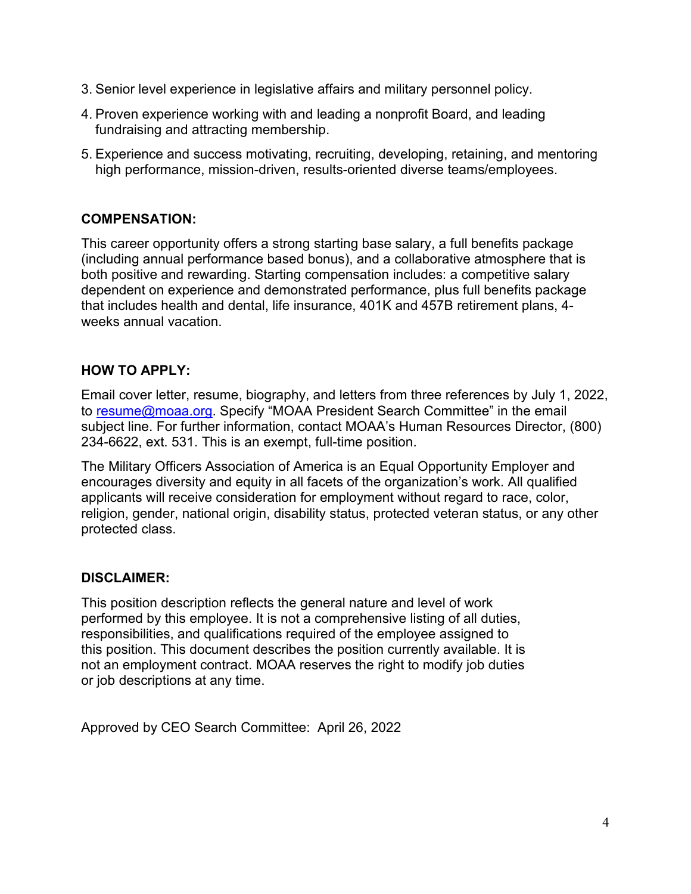3. Senior level experience in legislative affairs and military personnel policy.
4. Proven experience working with and leading a nonprofit Board, and leading fundraising and attracting membership.
5. Experience and success motivating, recruiting, developing, retaining, and mentoring high performance, mission-driven, results-oriented diverse teams/employees.

**COMPENSATION:**

This career opportunity offers a strong starting base salary, a full benefits package (including annual performance based bonus), and a collaborative atmosphere that is both positive and rewarding. Starting compensation includes: a competitive salary dependent on experience and demonstrated performance, plus full benefits package that includes health and dental, life insurance, 401K and 457B retirement plans, 4-weeks annual vacation.

**HOW TO APPLY:**

Email cover letter, resume, biography, and letters from three references by July 1, 2022, to resume@moaa.org. Specify "MOAA President Search Committee" in the email subject line. For further information, contact MOAA's Human Resources Director, (800) 234-6622, ext. 531. This is an exempt, full-time position.

The Military Officers Association of America is an Equal Opportunity Employer and encourages diversity and equity in all facets of the organization's work. All qualified applicants will receive consideration for employment without regard to race, color, religion, gender, national origin, disability status, protected veteran status, or any other protected class.

**DISCLAIMER:**

This position description reflects the general nature and level of work performed by this employee. It is not a comprehensive listing of all duties, responsibilities, and qualifications required of the employee assigned to this position. This document describes the position currently available. It is not an employment contract. MOAA reserves the right to modify job duties or job descriptions at any time.

Approved by CEO Search Committee: April 26, 2022